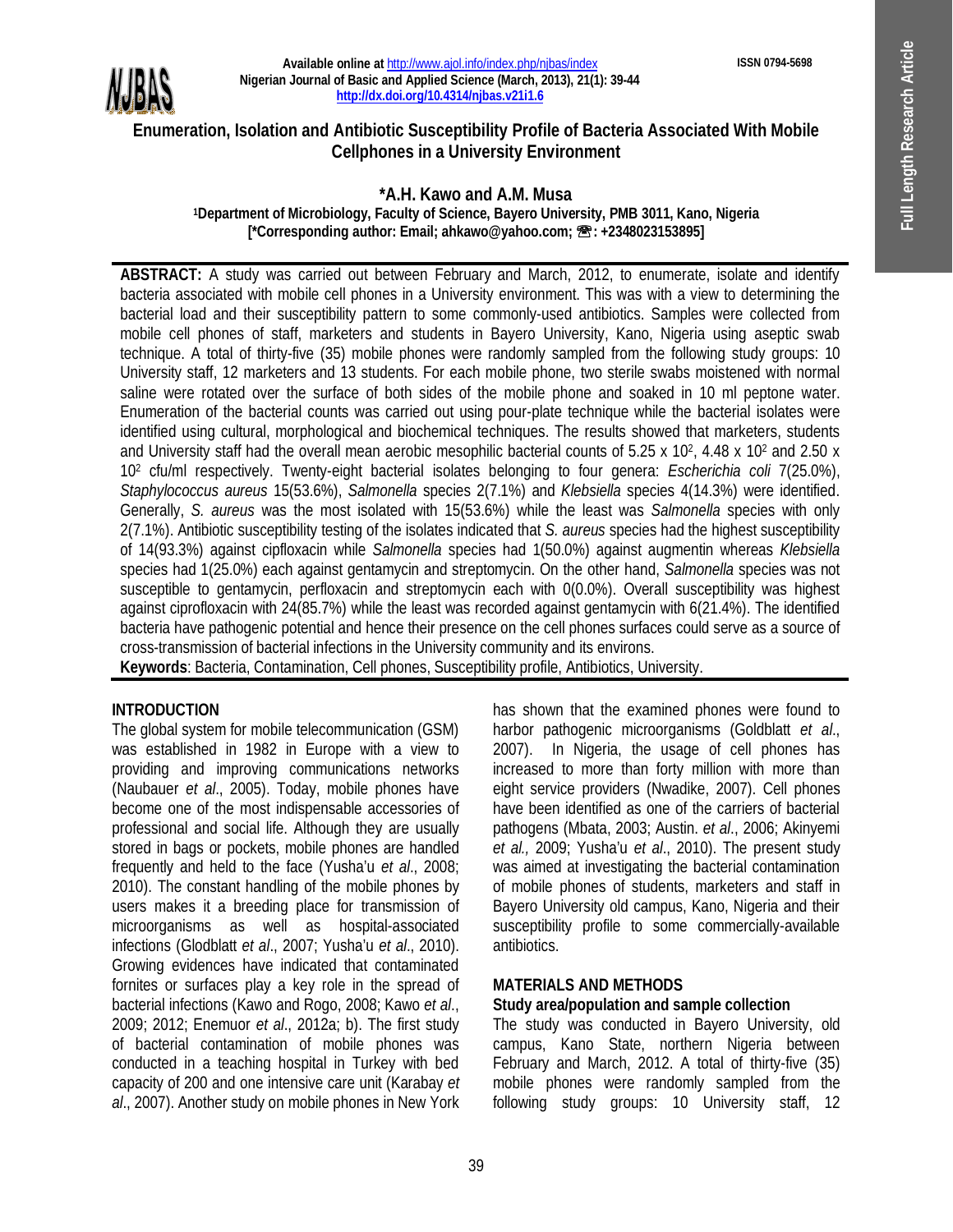Available online at http://www.ajol.info/index.php/njbas/index
Nigerian Journal of Basic and Applied Science (March, 2013), 21(1): 39-44
http://dx.doi.org/10.4314/njbas.v21i1.6

ISSN 0794-5698

Full Length Research Article

# Enumeration, Isolation and Antibiotic Susceptibility Profile of Bacteria Associated With Mobile Cellphones in a University Environment

**\*A.H. Kawo and A.M. Musa**

[1]Department of Microbiology, Faculty of Science, Bayero University, PMB 3011, Kano, Nigeria
[\*Corresponding author: Email; ahkawo@yahoo.com; ☎: +2348023153895]

**ABSTRACT:** A study was carried out between February and March, 2012, to enumerate, isolate and identify bacteria associated with mobile cell phones in a University environment. This was with a view to determining the bacterial load and their susceptibility pattern to some commonly-used antibiotics. Samples were collected from mobile cell phones of staff, marketers and students in Bayero University, Kano, Nigeria using aseptic swab technique. A total of thirty-five (35) mobile phones were randomly sampled from the following study groups: 10 University staff, 12 marketers and 13 students. For each mobile phone, two sterile swabs moistened with normal saline were rotated over the surface of both sides of the mobile phone and soaked in 10 ml peptone water. Enumeration of the bacterial counts was carried out using pour-plate technique while the bacterial isolates were identified using cultural, morphological and biochemical techniques. The results showed that marketers, students and University staff had the overall mean aerobic mesophilic bacterial counts of $5.25 \times 10^2$, $4.48 \times 10^2$ and $2.50 \times 10^2$ cfu/ml respectively. Twenty-eight bacterial isolates belonging to four genera: *Escherichia coli* 7(25.0%), *Staphylococcus aureus* 15(53.6%), *Salmonella* species 2(7.1%) and *Klebsiella* species 4(14.3%) were identified. Generally, *S. aureus* was the most isolated with 15(53.6%) while the least was *Salmonella* species with only 2(7.1%). Antibiotic susceptibility testing of the isolates indicated that *S. aureus* species had the highest susceptibility of 14(93.3%) against cipfloxacin while *Salmonella* species had 1(50.0%) against augmentin whereas *Klebsiella* species had 1(25.0%) each against gentamycin and streptomycin. On the other hand, *Salmonella* species was not susceptible to gentamycin, perfloxacin and streptomycin each with 0(0.0%). Overall susceptibility was highest against ciprofloxacin with 24(85.7%) while the least was recorded against gentamycin with 6(21.4%). The identified bacteria have pathogenic potential and hence their presence on the cell phones surfaces could serve as a source of cross-transmission of bacterial infections in the University community and its environs.

**Keywords**: Bacteria, Contamination, Cell phones, Susceptibility profile, Antibiotics, University.

## INTRODUCTION

The global system for mobile telecommunication (GSM) was established in 1982 in Europe with a view to providing and improving communications networks (Naubauer *et al*., 2005). Today, mobile phones have become one of the most indispensable accessories of professional and social life. Although they are usually stored in bags or pockets, mobile phones are handled frequently and held to the face (Yusha'u *et al*., 2008; 2010). The constant handling of the mobile phones by users makes it a breeding place for transmission of microorganisms as well as hospital-associated infections (Glodblatt *et al*., 2007; Yusha'u *et al*., 2010). Growing evidences have indicated that contaminated fornites or surfaces play a key role in the spread of bacterial infections (Kawo and Rogo, 2008; Kawo *et al*., 2009; 2012; Enemuor *et al*., 2012a; b). The first study of bacterial contamination of mobile phones was conducted in a teaching hospital in Turkey with bed capacity of 200 and one intensive care unit (Karabay *et al*., 2007). Another study on mobile phones in New York has shown that the examined phones were found to harbor pathogenic microorganisms (Goldblatt *et al*., 2007). In Nigeria, the usage of cell phones has increased to more than forty million with more than eight service providers (Nwadike, 2007). Cell phones have been identified as one of the carriers of bacterial pathogens (Mbata, 2003; Austin. *et al*., 2006; Akinyemi *et al.,* 2009; Yusha'u *et al*., 2010). The present study was aimed at investigating the bacterial contamination of mobile phones of students, marketers and staff in Bayero University old campus, Kano, Nigeria and their susceptibility profile to some commercially-available antibiotics.

## MATERIALS AND METHODS

### Study area/population and sample collection

The study was conducted in Bayero University, old campus, Kano State, northern Nigeria between February and March, 2012. A total of thirty-five (35) mobile phones were randomly sampled from the following study groups: 10 University staff, 12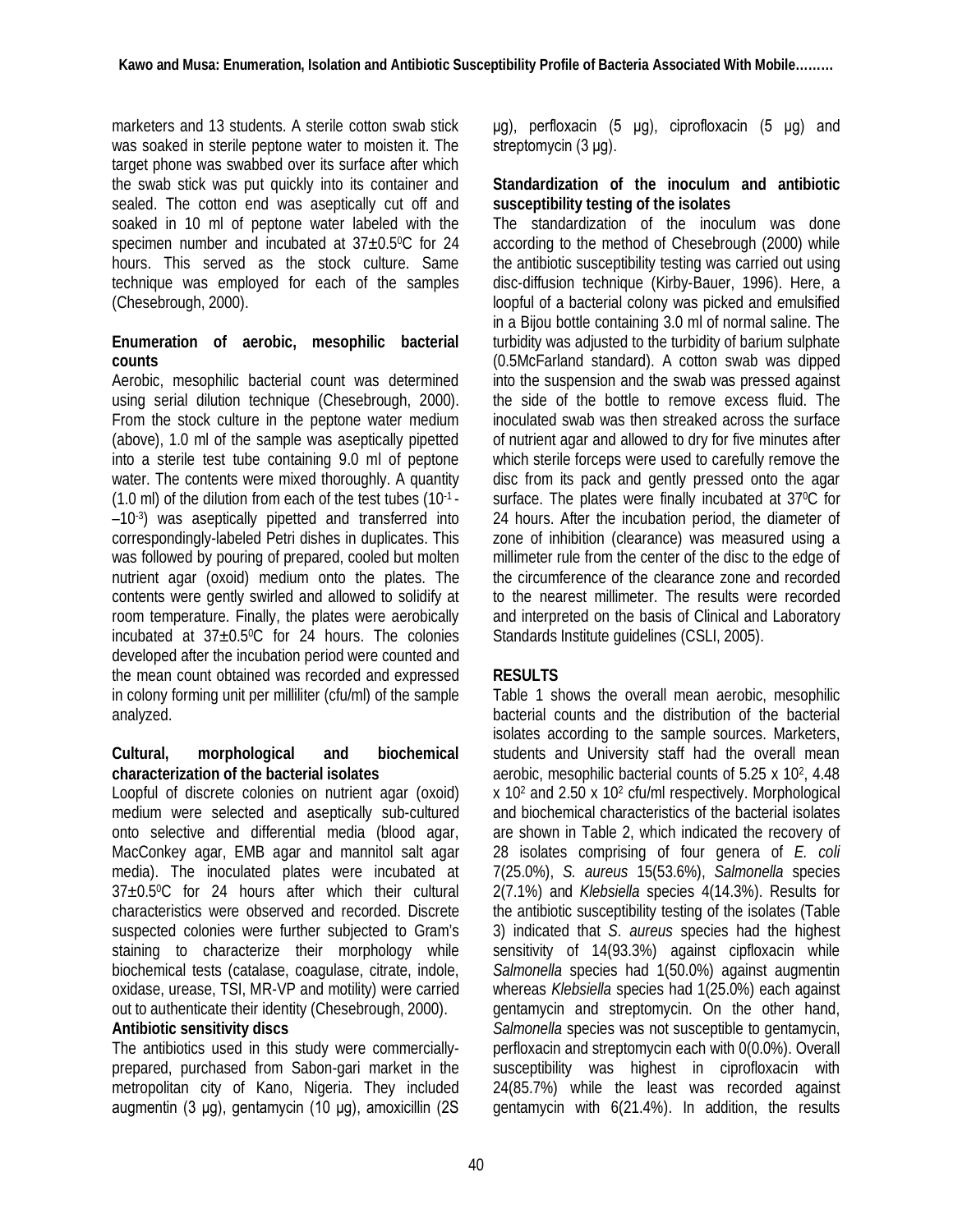marketers and 13 students. A sterile cotton swab stick was soaked in sterile peptone water to moisten it. The target phone was swabbed over its surface after which the swab stick was put quickly into its container and sealed. The cotton end was aseptically cut off and soaked in 10 ml of peptone water labeled with the specimen number and incubated at 37±0.5$^0$C for 24 hours. This served as the stock culture. Same technique was employed for each of the samples (Chesebrough, 2000).

**Enumeration of aerobic, mesophilic bacterial counts**

Aerobic, mesophilic bacterial count was determined using serial dilution technique (Chesebrough, 2000). From the stock culture in the peptone water medium (above), 1.0 ml of the sample was aseptically pipetted into a sterile test tube containing 9.0 ml of peptone water. The contents were mixed thoroughly. A quantity (1.0 ml) of the dilution from each of the test tubes ($10^{-1}$ - –$10^{-3}$) was aseptically pipetted and transferred into correspondingly-labeled Petri dishes in duplicates. This was followed by pouring of prepared, cooled but molten nutrient agar (oxoid) medium onto the plates. The contents were gently swirled and allowed to solidify at room temperature. Finally, the plates were aerobically incubated at 37±0.5$^0$C for 24 hours. The colonies developed after the incubation period were counted and the mean count obtained was recorded and expressed in colony forming unit per milliliter (cfu/ml) of the sample analyzed.

**Cultural, morphological and biochemical characterization of the bacterial isolates**

Loopful of discrete colonies on nutrient agar (oxoid) medium were selected and aseptically sub-cultured onto selective and differential media (blood agar, MacConkey agar, EMB agar and mannitol salt agar media). The inoculated plates were incubated at 37±0.5$^0$C for 24 hours after which their cultural characteristics were observed and recorded. Discrete suspected colonies were further subjected to Gram's staining to characterize their morphology while biochemical tests (catalase, coagulase, citrate, indole, oxidase, urease, TSI, MR-VP and motility) were carried out to authenticate their identity (Chesebrough, 2000).

**Antibiotic sensitivity discs**

The antibiotics used in this study were commercially-prepared, purchased from Sabon-gari market in the metropolitan city of Kano, Nigeria. They included augmentin (3 µg), gentamycin (10 µg), amoxicillin (2S µg), perfloxacin (5 µg), ciprofloxacin (5 µg) and streptomycin (3 µg).

**Standardization of the inoculum and antibiotic susceptibility testing of the isolates**

The standardization of the inoculum was done according to the method of Chesebrough (2000) while the antibiotic susceptibility testing was carried out using disc-diffusion technique (Kirby-Bauer, 1996). Here, a loopful of a bacterial colony was picked and emulsified in a Bijou bottle containing 3.0 ml of normal saline. The turbidity was adjusted to the turbidity of barium sulphate (0.5McFarland standard). A cotton swab was dipped into the suspension and the swab was pressed against the side of the bottle to remove excess fluid. The inoculated swab was then streaked across the surface of nutrient agar and allowed to dry for five minutes after which sterile forceps were used to carefully remove the disc from its pack and gently pressed onto the agar surface. The plates were finally incubated at 37$^0$C for 24 hours. After the incubation period, the diameter of zone of inhibition (clearance) was measured using a millimeter rule from the center of the disc to the edge of the circumference of the clearance zone and recorded to the nearest millimeter. The results were recorded and interpreted on the basis of Clinical and Laboratory Standards Institute guidelines (CSLI, 2005).

## RESULTS

Table 1 shows the overall mean aerobic, mesophilic bacterial counts and the distribution of the bacterial isolates according to the sample sources. Marketers, students and University staff had the overall mean aerobic, mesophilic bacterial counts of 5.25 x $10^2$, 4.48 x $10^2$ and 2.50 x $10^2$ cfu/ml respectively. Morphological and biochemical characteristics of the bacterial isolates are shown in Table 2, which indicated the recovery of 28 isolates comprising of four genera of *E. coli* 7(25.0%), *S. aureus* 15(53.6%), *Salmonella* species 2(7.1%) and *Klebsiella* species 4(14.3%). Results for the antibiotic susceptibility testing of the isolates (Table 3) indicated that *S. aureus* species had the highest sensitivity of 14(93.3%) against cipfloxacin while *Salmonella* species had 1(50.0%) against augmentin whereas *Klebsiella* species had 1(25.0%) each against gentamycin and streptomycin. On the other hand, *Salmonella* species was not susceptible to gentamycin, perfloxacin and streptomycin each with 0(0.0%). Overall susceptibility was highest in ciprofloxacin with 24(85.7%) while the least was recorded against gentamycin with 6(21.4%). In addition, the results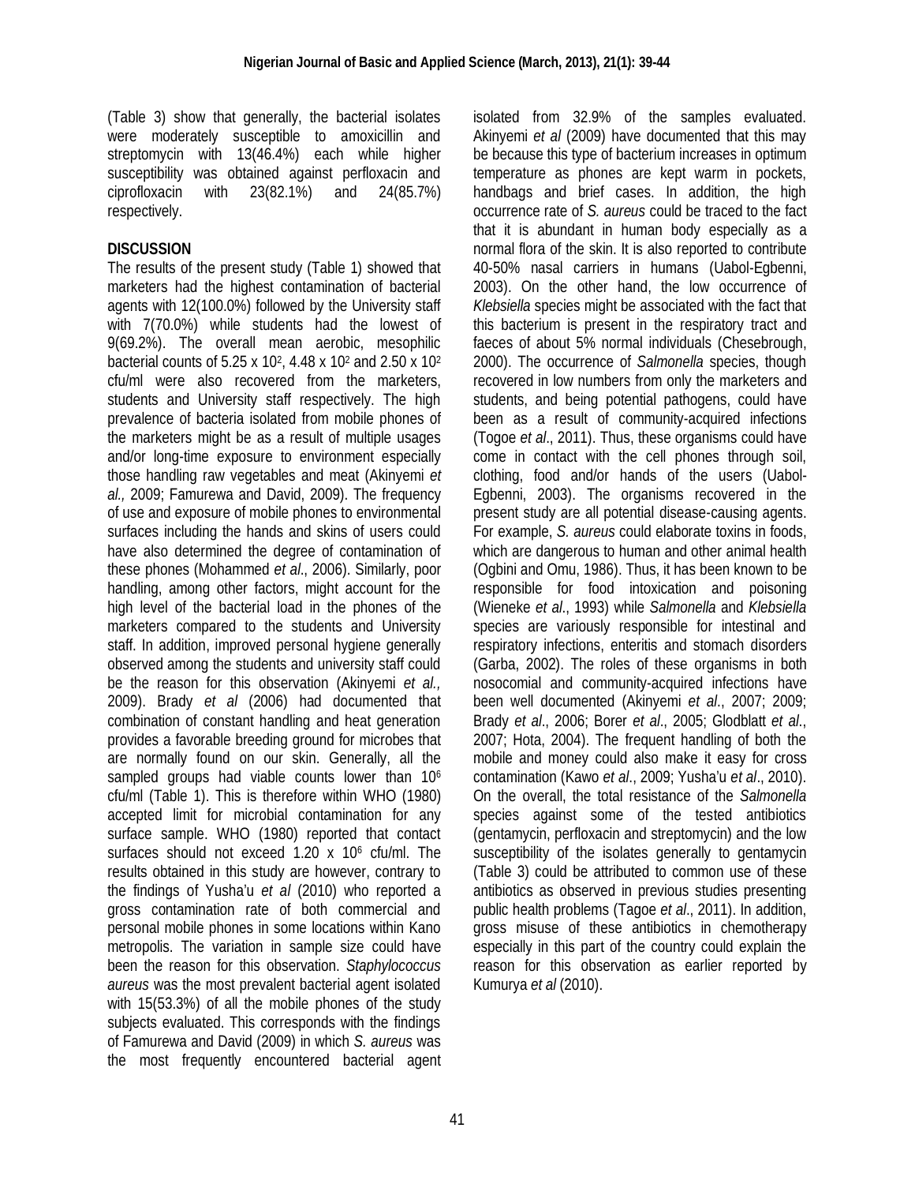(Table 3) show that generally, the bacterial isolates were moderately susceptible to amoxicillin and streptomycin with 13(46.4%) each while higher susceptibility was obtained against perfloxacin and ciprofloxacin with 23(82.1%) and 24(85.7%) respectively.

## DISCUSSION

The results of the present study (Table 1) showed that marketers had the highest contamination of bacterial agents with 12(100.0%) followed by the University staff with 7(70.0%) while students had the lowest of 9(69.2%). The overall mean aerobic, mesophilic bacterial counts of $5.25 \times 10^2$, $4.48 \times 10^2$ and $2.50 \times 10^2$ cfu/ml were also recovered from the marketers, students and University staff respectively. The high prevalence of bacteria isolated from mobile phones of the marketers might be as a result of multiple usages and/or long-time exposure to environment especially those handling raw vegetables and meat (Akinyemi *et al.,* 2009; Famurewa and David, 2009). The frequency of use and exposure of mobile phones to environmental surfaces including the hands and skins of users could have also determined the degree of contamination of these phones (Mohammed *et al*., 2006). Similarly, poor handling, among other factors, might account for the high level of the bacterial load in the phones of the marketers compared to the students and University staff. In addition, improved personal hygiene generally observed among the students and university staff could be the reason for this observation (Akinyemi *et al.,* 2009). Brady *et al* (2006) had documented that combination of constant handling and heat generation provides a favorable breeding ground for microbes that are normally found on our skin. Generally, all the sampled groups had viable counts lower than $10^6$ cfu/ml (Table 1). This is therefore within WHO (1980) accepted limit for microbial contamination for any surface sample. WHO (1980) reported that contact surfaces should not exceed $1.20 \times 10^6$ cfu/ml. The results obtained in this study are however, contrary to the findings of Yusha'u *et al* (2010) who reported a gross contamination rate of both commercial and personal mobile phones in some locations within Kano metropolis. The variation in sample size could have been the reason for this observation. *Staphylococcus aureus* was the most prevalent bacterial agent isolated with 15(53.3%) of all the mobile phones of the study subjects evaluated. This corresponds with the findings of Famurewa and David (2009) in which *S. aureus* was the most frequently encountered bacterial agent isolated from 32.9% of the samples evaluated. Akinyemi *et al* (2009) have documented that this may be because this type of bacterium increases in optimum temperature as phones are kept warm in pockets, handbags and brief cases. In addition, the high occurrence rate of *S. aureus* could be traced to the fact that it is abundant in human body especially as a normal flora of the skin. It is also reported to contribute 40-50% nasal carriers in humans (Uabol-Egbenni, 2003). On the other hand, the low occurrence of *Klebsiella* species might be associated with the fact that this bacterium is present in the respiratory tract and faeces of about 5% normal individuals (Chesebrough, 2000). The occurrence of *Salmonella* species, though recovered in low numbers from only the marketers and students, and being potential pathogens, could have been as a result of community-acquired infections (Togoe *et al*., 2011). Thus, these organisms could have come in contact with the cell phones through soil, clothing, food and/or hands of the users (Uabol-Egbenni, 2003). The organisms recovered in the present study are all potential disease-causing agents. For example, *S. aureus* could elaborate toxins in foods, which are dangerous to human and other animal health (Ogbini and Omu, 1986). Thus, it has been known to be responsible for food intoxication and poisoning (Wieneke *et al*., 1993) while *Salmonella* and *Klebsiella* species are variously responsible for intestinal and respiratory infections, enteritis and stomach disorders (Garba, 2002). The roles of these organisms in both nosocomial and community-acquired infections have been well documented (Akinyemi *et al*., 2007; 2009; Brady *et al*., 2006; Borer *et al*., 2005; Glodblatt *et al*., 2007; Hota, 2004). The frequent handling of both the mobile and money could also make it easy for cross contamination (Kawo *et al*., 2009; Yusha'u *et al*., 2010). On the overall, the total resistance of the *Salmonella* species against some of the tested antibiotics (gentamycin, perfloxacin and streptomycin) and the low susceptibility of the isolates generally to gentamycin (Table 3) could be attributed to common use of these antibiotics as observed in previous studies presenting public health problems (Tagoe *et al*., 2011). In addition, gross misuse of these antibiotics in chemotherapy especially in this part of the country could explain the reason for this observation as earlier reported by Kumurya *et al* (2010).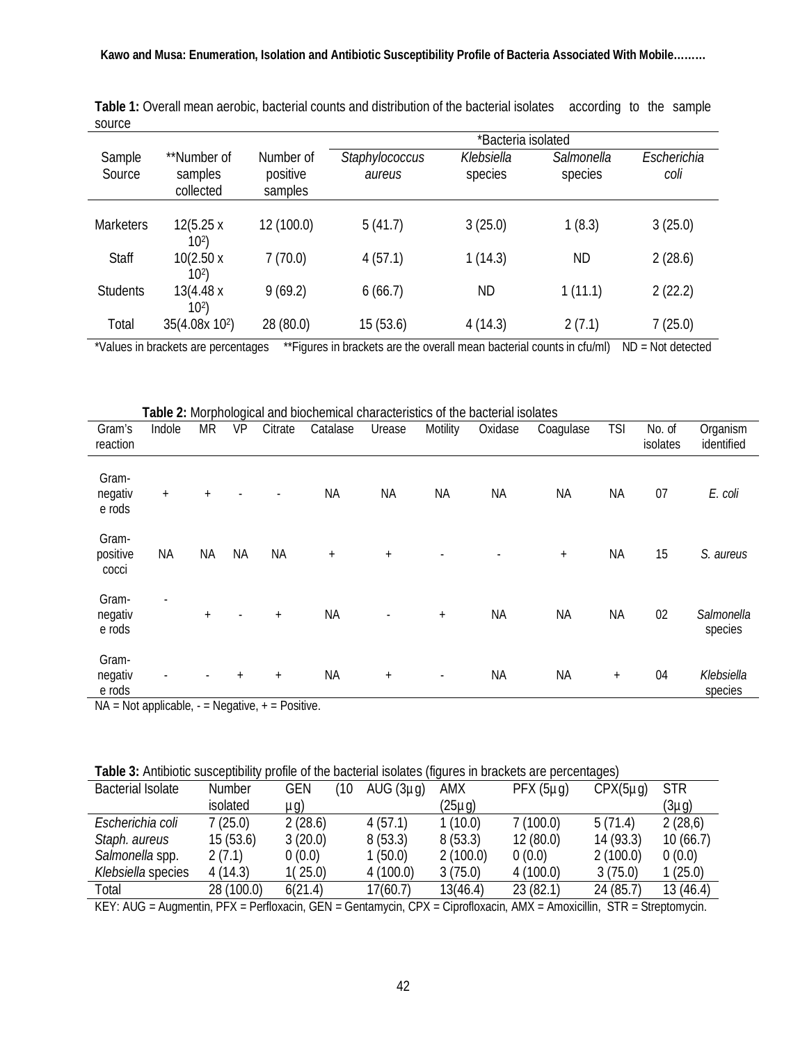**Table 1:** Overall mean aerobic, bacterial counts and distribution of the bacterial isolates according to the sample source

| Sample Source | **Number of samples collected | Number of positive samples | *Bacteria isolated | | | |
|---|---|---|---|---|---|---|
| | | | *Staphylococcus aureus* | *Klebsiella* species | *Salmonella* species | *Escherichia coli* |
| Marketers | 12(5.25 x $10^2$) | 12 (100.0) | 5 (41.7) | 3 (25.0) | 1 (8.3) | 3 (25.0) |
| Staff | 10(2.50 x $10^2$) | 7 (70.0) | 4 (57.1) | 1 (14.3) | ND | 2 (28.6) |
| Students | 13(4.48 x $10^2$) | 9 (69.2) | 6 (66.7) | ND | 1 (11.1) | 2 (22.2) |
| Total | 35(4.08x $10^2$) | 28 (80.0) | 15 (53.6) | 4 (14.3) | 2 (7.1) | 7 (25.0) |

*Values in brackets are percentages **Figures in brackets are the overall mean bacterial counts in cfu/ml) ND = Not detected

**Table 2:** Morphological and biochemical characteristics of the bacterial isolates

| Gram's reaction | Indole | MR | VP | Citrate | Catalase | Urease | Motility | Oxidase | Coagulase | TSI | No. of isolates | Organism identified |
|---|---|---|---|---|---|---|---|---|---|---|---|---|
| Gram-negative rods | + | + | - | - | NA | NA | NA | NA | NA | NA | 07 | *E. coli* |
| Gram-positive cocci | NA | NA | NA | NA | + | + | - | - | + | NA | 15 | *S. aureus* |
| Gram-negative rods | - | + | - | + | NA | - | + | NA | NA | NA | 02 | *Salmonella* species |
| Gram-negative rods | - | - | + | + | NA | + | - | NA | NA | + | 04 | *Klebsiella* species |

NA = Not applicable, - = Negative, + = Positive.

**Table 3:** Antibiotic susceptibility profile of the bacterial isolates (figures in brackets are percentages)

| Bacterial Isolate | Number isolated | GEN (10 µg) | AUG (3µg) | AMX (25µg) | PFX (5µg) | CPX(5µg) | STR (3µg) |
|---|---|---|---|---|---|---|---|
| *Escherichia coli* | 7 (25.0) | 2 (28.6) | 4 (57.1) | 1 (10.0) | 7 (100.0) | 5 (71.4) | 2 (28,6) |
| *Staph. aureus* | 15 (53.6) | 3 (20.0) | 8 (53.3) | 8 (53.3) | 12 (80.0) | 14 (93.3) | 10 (66.7) |
| *Salmonella* spp. | 2 (7.1) | 0 (0.0) | 1 (50.0) | 2 (100.0) | 0 (0.0) | 2 (100.0) | 0 (0.0) |
| *Klebsiella* species | 4 (14.3) | 1( 25.0) | 4 (100.0) | 3 (75.0) | 4 (100.0) | 3 (75.0) | 1 (25.0) |
| Total | 28 (100.0) | 6(21.4) | 17(60.7) | 13(46.4) | 23 (82.1) | 24 (85.7) | 13 (46.4) |

KEY: AUG = Augmentin, PFX = Perfloxacin, GEN = Gentamycin, CPX = Ciprofloxacin, AMX = Amoxicillin, STR = Streptomycin.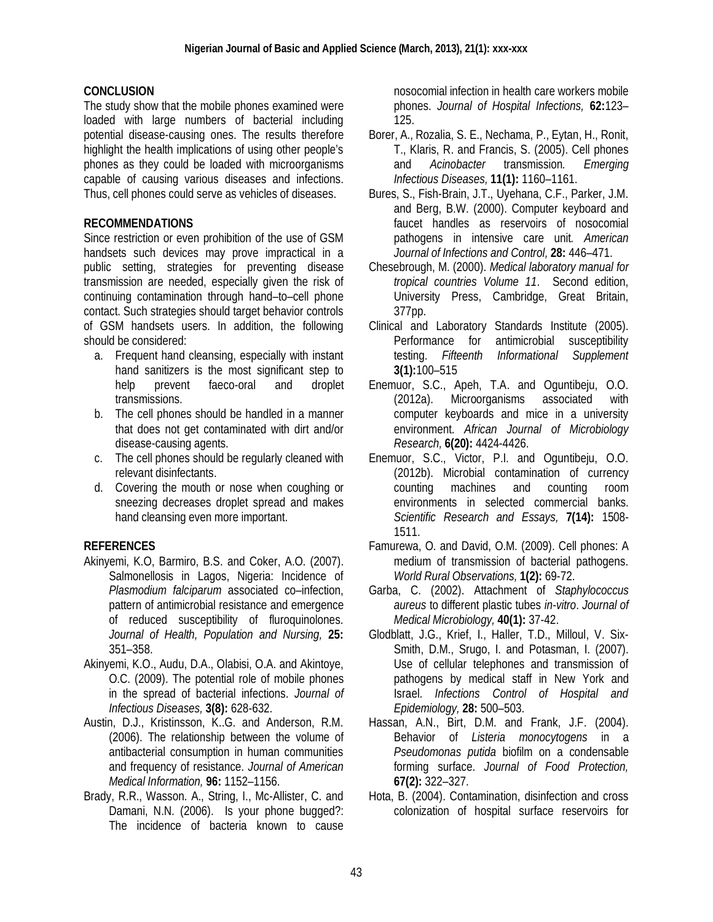## CONCLUSION

The study show that the mobile phones examined were loaded with large numbers of bacterial including potential disease-causing ones. The results therefore highlight the health implications of using other people's phones as they could be loaded with microorganisms capable of causing various diseases and infections. Thus, cell phones could serve as vehicles of diseases.

## RECOMMENDATIONS

Since restriction or even prohibition of the use of GSM handsets such devices may prove impractical in a public setting, strategies for preventing disease transmission are needed, especially given the risk of continuing contamination through hand–to–cell phone contact. Such strategies should target behavior controls of GSM handsets users. In addition, the following should be considered:

a. Frequent hand cleansing, especially with instant hand sanitizers is the most significant step to help prevent faeco-oral and droplet transmissions.
b. The cell phones should be handled in a manner that does not get contaminated with dirt and/or disease-causing agents.
c. The cell phones should be regularly cleaned with relevant disinfectants.
d. Covering the mouth or nose when coughing or sneezing decreases droplet spread and makes hand cleansing even more important.

## REFERENCES

Akinyemi, K.O, Barmiro, B.S. and Coker, A.O. (2007). Salmonellosis in Lagos, Nigeria: Incidence of *Plasmodium falciparum* associated co–infection, pattern of antimicrobial resistance and emergence of reduced susceptibility of fluroquinolones. *Journal of Health, Population and Nursing,* **25:** 351–358.

Akinyemi, K.O., Audu, D.A., Olabisi, O.A. and Akintoye, O.C. (2009). The potential role of mobile phones in the spread of bacterial infections. *Journal of Infectious Diseases,* **3(8):** 628-632.

Austin, D.J., Kristinsson, K..G. and Anderson, R.M. (2006). The relationship between the volume of antibacterial consumption in human communities and frequency of resistance. *Journal of American Medical Information,* **96:** 1152–1156.

Brady, R.R., Wasson. A., String, I., Mc-Allister, C. and Damani, N.N. (2006). Is your phone bugged?: The incidence of bacteria known to cause nosocomial infection in health care workers mobile phones. *Journal of Hospital Infections,* **62:**123–125.

Borer, A., Rozalia, S. E., Nechama, P., Eytan, H., Ronit, T., Klaris, R. and Francis, S. (2005). Cell phones and *Acinobacter* transmission. *Emerging Infectious Diseases,* **11(1):** 1160–1161.

Bures, S., Fish-Brain, J.T., Uyehana, C.F., Parker, J.M. and Berg, B.W. (2000). Computer keyboard and faucet handles as reservoirs of nosocomial pathogens in intensive care unit. *American Journal of Infections and Control,* **28:** 446–471.

Chesebrough, M. (2000). *Medical laboratory manual for tropical countries Volume 11*. Second edition, University Press, Cambridge, Great Britain, 377pp.

Clinical and Laboratory Standards Institute (2005). Performance for antimicrobial susceptibility testing. *Fifteenth Informational Supplement* **3(1):**100–515

Enemuor, S.C., Apeh, T.A. and Oguntibeju, O.O. (2012a). Microorganisms associated with computer keyboards and mice in a university environment. *African Journal of Microbiology Research,* **6(20):** 4424-4426.

Enemuor, S.C., Victor, P.I. and Oguntibeju, O.O. (2012b). Microbial contamination of currency counting machines and counting room environments in selected commercial banks. *Scientific Research and Essays,* **7(14):** 1508-1511.

Famurewa, O. and David, O.M. (2009). Cell phones: A medium of transmission of bacterial pathogens. *World Rural Observations,* **1(2):** 69-72.

Garba, C. (2002). Attachment of *Staphylococcus aureus* to different plastic tubes *in-vitro*. *Journal of Medical Microbiology,* **40(1):** 37-42.

Glodblatt, J.G., Krief, I., Haller, T.D., Milloul, V. Six-Smith, D.M., Srugo, I. and Potasman, I. (2007). Use of cellular telephones and transmission of pathogens by medical staff in New York and Israel. *Infections Control of Hospital and Epidemiology,* **28:** 500–503.

Hassan, A.N., Birt, D.M. and Frank, J.F. (2004). Behavior of *Listeria monocytogens* in a *Pseudomonas putida* biofilm on a condensable forming surface. *Journal of Food Protection,* **67(2):** 322–327.

Hota, B. (2004). Contamination, disinfection and cross colonization of hospital surface reservoirs for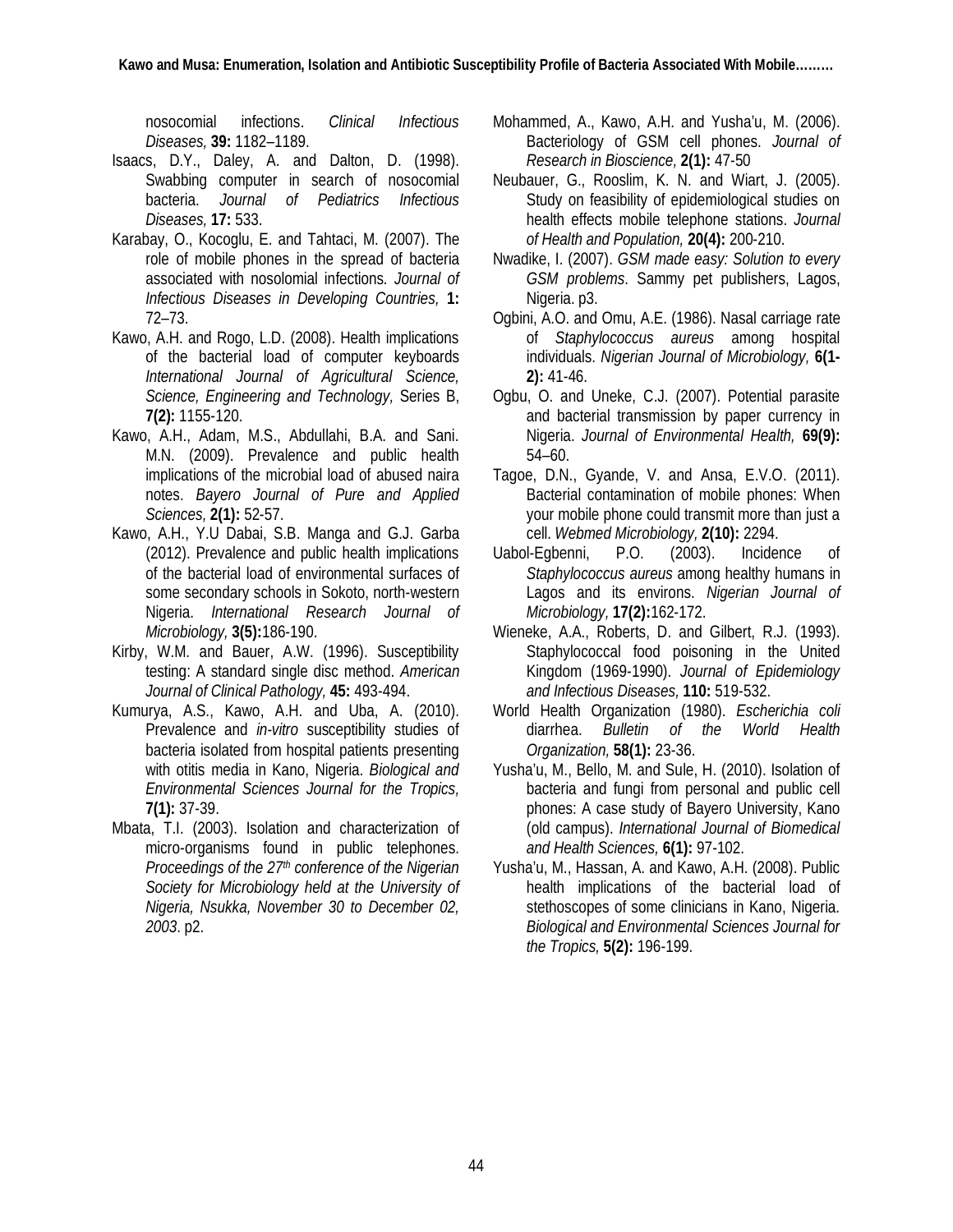nosocomial infections. *Clinical Infectious Diseases,* **39:** 1182–1189.

Isaacs, D.Y., Daley, A. and Dalton, D. (1998). Swabbing computer in search of nosocomial bacteria. *Journal of Pediatrics Infectious Diseases,* **17:** 533.

Karabay, O., Kocoglu, E. and Tahtaci, M. (2007). The role of mobile phones in the spread of bacteria associated with nosolomial infections. *Journal of Infectious Diseases in Developing Countries,* **1:** 72–73.

Kawo, A.H. and Rogo, L.D. (2008). Health implications of the bacterial load of computer keyboards *International Journal of Agricultural Science, Science, Engineering and Technology,* Series B, **7(2):** 1155-120.

Kawo, A.H., Adam, M.S., Abdullahi, B.A. and Sani. M.N. (2009). Prevalence and public health implications of the microbial load of abused naira notes. *Bayero Journal of Pure and Applied Sciences,* **2(1):** 52-57.

Kawo, A.H., Y.U Dabai, S.B. Manga and G.J. Garba (2012). Prevalence and public health implications of the bacterial load of environmental surfaces of some secondary schools in Sokoto, north-western Nigeria. *International Research Journal of Microbiology,* **3(5):**186-190.

Kirby, W.M. and Bauer, A.W. (1996). Susceptibility testing: A standard single disc method. *American Journal of Clinical Pathology,* **45:** 493-494.

Kumurya, A.S., Kawo, A.H. and Uba, A. (2010). Prevalence and *in-vitro* susceptibility studies of bacteria isolated from hospital patients presenting with otitis media in Kano, Nigeria. *Biological and Environmental Sciences Journal for the Tropics,* **7(1):** 37-39.

Mbata, T.I. (2003). Isolation and characterization of micro-organisms found in public telephones. *Proceedings of the 27th conference of the Nigerian Society for Microbiology held at the University of Nigeria, Nsukka, November 30 to December 02, 2003*. p2.

Mohammed, A., Kawo, A.H. and Yusha'u, M. (2006). Bacteriology of GSM cell phones. *Journal of Research in Bioscience,* **2(1):** 47-50

Neubauer, G., Rooslim, K. N. and Wiart, J. (2005). Study on feasibility of epidemiological studies on health effects mobile telephone stations. *Journal of Health and Population,* **20(4):** 200-210.

Nwadike, I. (2007). *GSM made easy: Solution to every GSM problems*. Sammy pet publishers, Lagos, Nigeria. p3.

Ogbini, A.O. and Omu, A.E. (1986). Nasal carriage rate of *Staphylococcus aureus* among hospital individuals. *Nigerian Journal of Microbiology,* **6(1-2):** 41-46.

Ogbu, O. and Uneke, C.J. (2007). Potential parasite and bacterial transmission by paper currency in Nigeria. *Journal of Environmental Health,* **69(9):** 54–60.

Tagoe, D.N., Gyande, V. and Ansa, E.V.O. (2011). Bacterial contamination of mobile phones: When your mobile phone could transmit more than just a cell. *Webmed Microbiology,* **2(10):** 2294.

Uabol-Egbenni, P.O. (2003). Incidence of *Staphylococcus aureus* among healthy humans in Lagos and its environs. *Nigerian Journal of Microbiology,* **17(2):**162-172.

Wieneke, A.A., Roberts, D. and Gilbert, R.J. (1993). Staphylococcal food poisoning in the United Kingdom (1969-1990). *Journal of Epidemiology and Infectious Diseases,* **110:** 519-532.

World Health Organization (1980). *Escherichia coli* diarrhea. *Bulletin of the World Health Organization,* **58(1):** 23-36.

Yusha'u, M., Bello, M. and Sule, H. (2010). Isolation of bacteria and fungi from personal and public cell phones: A case study of Bayero University, Kano (old campus). *International Journal of Biomedical and Health Sciences,* **6(1):** 97-102.

Yusha'u, M., Hassan, A. and Kawo, A.H. (2008). Public health implications of the bacterial load of stethoscopes of some clinicians in Kano, Nigeria. *Biological and Environmental Sciences Journal for the Tropics,* **5(2):** 196-199.